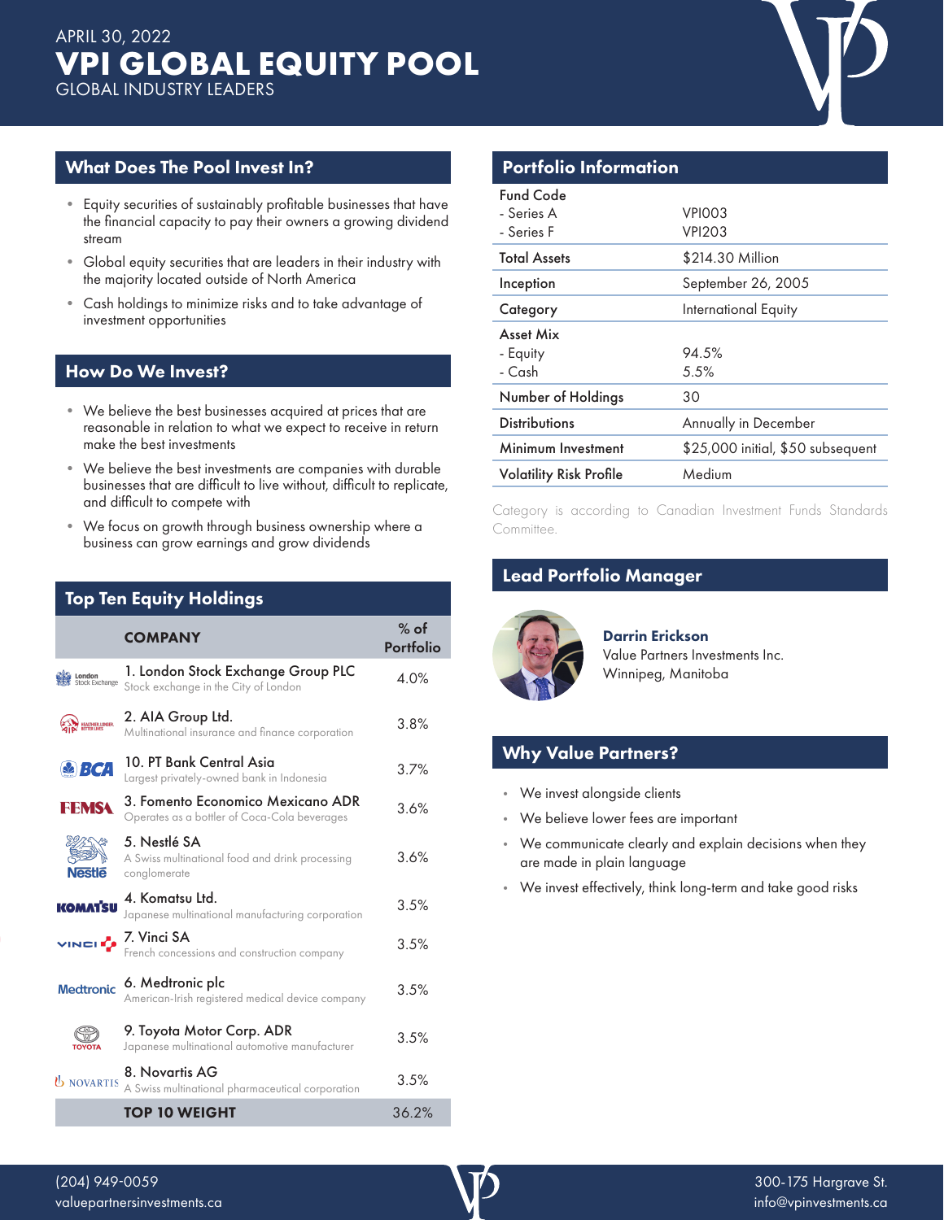APRIL 30, 2022

# VPI GLOBAL EQUITY POOL

GLOBAL INDUSTRY LEADERS

## What Does The Pool Invest In?

- Equity securities of sustainably profitable businesses that have the financial capacity to pay their owners a growing dividend stream
- Global equity securities that are leaders in their industry with the majority located outside of North America
- Cash holdings to minimize risks and to take advantage of investment opportunities

## How Do We Invest?

- We believe the best businesses acquired at prices that are reasonable in relation to what we expect to receive in return make the best investments
- We believe the best investments are companies with durable businesses that are difficult to live without, difficult to replicate, and difficult to compete with
- We focus on growth through business ownership where a business can grow earnings and grow dividends

## Top Ten Equity Holdings

| COMPANY | % of Portfolio |
|---|---|
| 1. London Stock Exchange Group PLC<br>Stock exchange in the City of London | 4.0% |
| 2. AIA Group Ltd.<br>Multinational insurance and finance corporation | 3.8% |
| 10. PT Bank Central Asia<br>Largest privately-owned bank in Indonesia | 3.7% |
| 3. Fomento Economico Mexicano ADR<br>Operates as a bottler of Coca-Cola beverages | 3.6% |
| 5. Nestlé SA<br>A Swiss multinational food and drink processing conglomerate | 3.6% |
| 4. Komatsu Ltd.<br>Japanese multinational manufacturing corporation | 3.5% |
| 7. Vinci SA<br>French concessions and construction company | 3.5% |
| 6. Medtronic plc<br>American-Irish registered medical device company | 3.5% |
| 9. Toyota Motor Corp. ADR<br>Japanese multinational automotive manufacturer | 3.5% |
| 8. Novartis AG<br>A Swiss multinational pharmaceutical corporation | 3.5% |
| **TOP 10 WEIGHT** | 36.2% |

## Portfolio Information

| | |
|---|---|
| Fund Code<br>- Series A<br>- Series F | <br>VPI003<br>VPI203 |
| Total Assets | $214.30 Million |
| Inception | September 26, 2005 |
| Category | International Equity |
| Asset Mix<br>- Equity<br>- Cash | <br>94.5%<br>5.5% |
| Number of Holdings | 30 |
| Distributions | Annually in December |
| Minimum Investment | $25,000 initial, $50 subsequent |
| Volatility Risk Profile | Medium |

Category is according to Canadian Investment Funds Standards Committee.

## Lead Portfolio Manager

**Darrin Erickson**
Value Partners Investments Inc.
Winnipeg, Manitoba

## Why Value Partners?

- We invest alongside clients
- We believe lower fees are important
- We communicate clearly and explain decisions when they are made in plain language
- We invest effectively, think long-term and take good risks

(204) 949-0059
valuepartnersinvestments.ca

300-175 Hargrave St.
info@vpinvestments.ca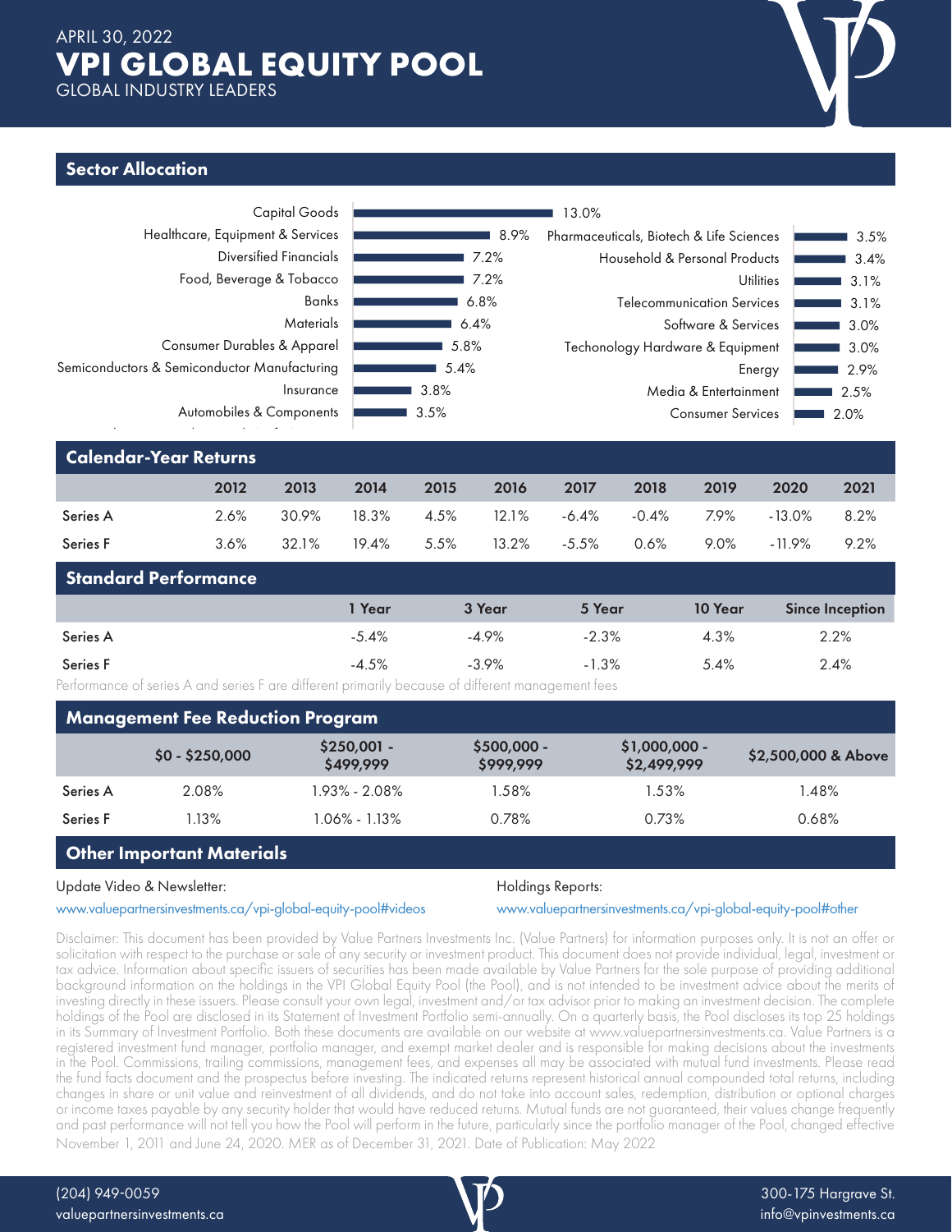APRIL 30, 2022

# VPI GLOBAL EQUITY POOL

GLOBAL INDUSTRY LEADERS

## Sector Allocation

Capital Goods 13.0%
Healthcare, Equipment & Services 8.9%
Diversified Financials 7.2%
Food, Beverage & Tobacco 7.2%
Banks 6.8%
Materials 6.4%
Consumer Durables & Apparel 5.8%
Semiconductors & Semiconductor Manufacturing 5.4%
Insurance 3.8%
Automobiles & Components 3.5%

Pharmaceuticals, Biotech & Life Sciences 3.5%
Household & Personal Products 3.4%
Utilities 3.1%
Telecommunication Services 3.1%
Software & Services 3.0%
Techonology Hardware & Equipment 3.0%
Energy 2.9%
Media & Entertainment 2.5%
Consumer Services 2.0%

## Calendar-Year Returns

| | 2012 | 2013 | 2014 | 2015 | 2016 | 2017 | 2018 | 2019 | 2020 | 2021 |
|---|---|---|---|---|---|---|---|---|---|---|
| Series A | 2.6% | 30.9% | 18.3% | 4.5% | 12.1% | -6.4% | -0.4% | 7.9% | -13.0% | 8.2% |
| Series F | 3.6% | 32.1% | 19.4% | 5.5% | 13.2% | -5.5% | 0.6% | 9.0% | -11.9% | 9.2% |

## Standard Performance

| | 1 Year | 3 Year | 5 Year | 10 Year | Since Inception |
|---|---|---|---|---|---|
| Series A | -5.4% | -4.9% | -2.3% | 4.3% | 2.2% |
| Series F | -4.5% | -3.9% | -1.3% | 5.4% | 2.4% |

Performance of series A and series F are different primarily because of different management fees

## Management Fee Reduction Program

| | $0 - $250,000 | $250,001 - $499,999 | $500,000 - $999,999 | $1,000,000 - $2,499,999 | $2,500,000 & Above |
|---|---|---|---|---|---|
| Series A | 2.08% | 1.93% - 2.08% | 1.58% | 1.53% | 1.48% |
| Series F | 1.13% | 1.06% - 1.13% | 0.78% | 0.73% | 0.68% |

## Other Important Materials

Update Video & Newsletter:
www.valuepartnersinvestments.ca/vpi-global-equity-pool#videos

Holdings Reports:
www.valuepartnersinvestments.ca/vpi-global-equity-pool#other

Disclaimer: This document has been provided by Value Partners Investments Inc. (Value Partners) for information purposes only. It is not an offer or solicitation with respect to the purchase or sale of any security or investment product. This document does not provide individual, legal, investment or tax advice. Information about specific issuers of securities has been made available by Value Partners for the sole purpose of providing additional background information on the holdings in the VPI Global Equity Pool (the Pool), and is not intended to be investment advice about the merits of investing directly in these issuers. Please consult your own legal, investment and/or tax advisor prior to making an investment decision. The complete holdings of the Pool are disclosed in its Statement of Investment Portfolio semi-annually. On a quarterly basis, the Pool discloses its top 25 holdings in its Summary of Investment Portfolio. Both these documents are available on our website at www.valuepartnersinvestments.ca. Value Partners is a registered investment fund manager, portfolio manager, and exempt market dealer and is responsible for making decisions about the investments in the Pool. Commissions, trailing commissions, management fees, and expenses all may be associated with mutual fund investments. Please read the fund facts document and the prospectus before investing. The indicated returns represent historical annual compounded total returns, including changes in share or unit value and reinvestment of all dividends, and do not take into account sales, redemption, distribution or optional charges or income taxes payable by any security holder that would have reduced returns. Mutual funds are not guaranteed, their values change frequently and past performance will not tell you how the Pool will perform in the future, particularly since the portfolio manager of the Pool, changed effective November 1, 2011 and June 24, 2020. MER as of December 31, 2021. Date of Publication: May 2022

(204) 949-0059
valuepartnersinvestments.ca

300-175 Hargrave St.
info@vpinvestments.ca